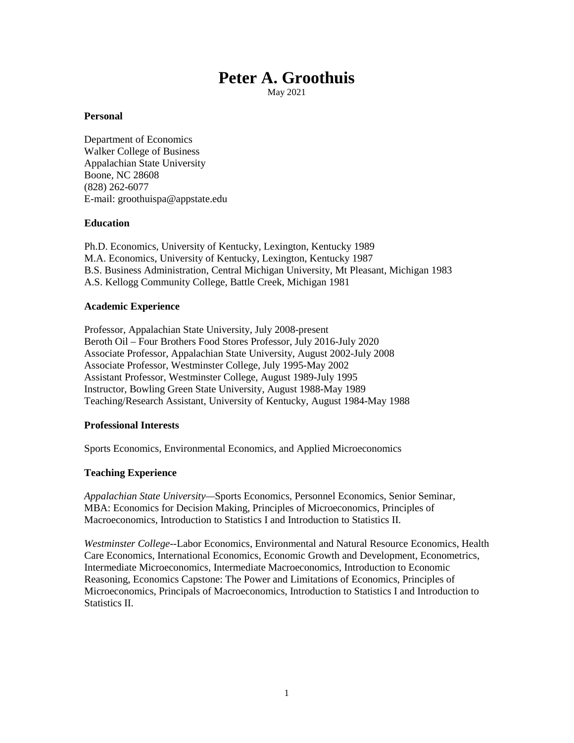# Peter A. Groothuis

May 2021

**Personal**

Department of Economics
Walker College of Business
Appalachian State University
Boone, NC 28608
(828) 262-6077
E-mail: groothuispa@appstate.edu

**Education**

Ph.D. Economics, University of Kentucky, Lexington, Kentucky 1989
M.A. Economics, University of Kentucky, Lexington, Kentucky 1987
B.S. Business Administration, Central Michigan University, Mt Pleasant, Michigan 1983
A.S. Kellogg Community College, Battle Creek, Michigan 1981

**Academic Experience**

Professor, Appalachian State University, July 2008-present
Beroth Oil – Four Brothers Food Stores Professor, July 2016-July 2020
Associate Professor, Appalachian State University, August 2002-July 2008
Associate Professor, Westminster College, July 1995-May 2002
Assistant Professor, Westminster College, August 1989-July 1995
Instructor, Bowling Green State University, August 1988-May 1989
Teaching/Research Assistant, University of Kentucky, August 1984-May 1988

**Professional Interests**

Sports Economics, Environmental Economics, and Applied Microeconomics

**Teaching Experience**

*Appalachian State University*—Sports Economics, Personnel Economics, Senior Seminar, MBA: Economics for Decision Making, Principles of Microeconomics, Principles of Macroeconomics, Introduction to Statistics I and Introduction to Statistics II.

*Westminster College*--Labor Economics, Environmental and Natural Resource Economics, Health Care Economics, International Economics, Economic Growth and Development, Econometrics, Intermediate Microeconomics, Intermediate Macroeconomics, Introduction to Economic Reasoning, Economics Capstone: The Power and Limitations of Economics, Principles of Microeconomics, Principals of Macroeconomics, Introduction to Statistics I and Introduction to Statistics II.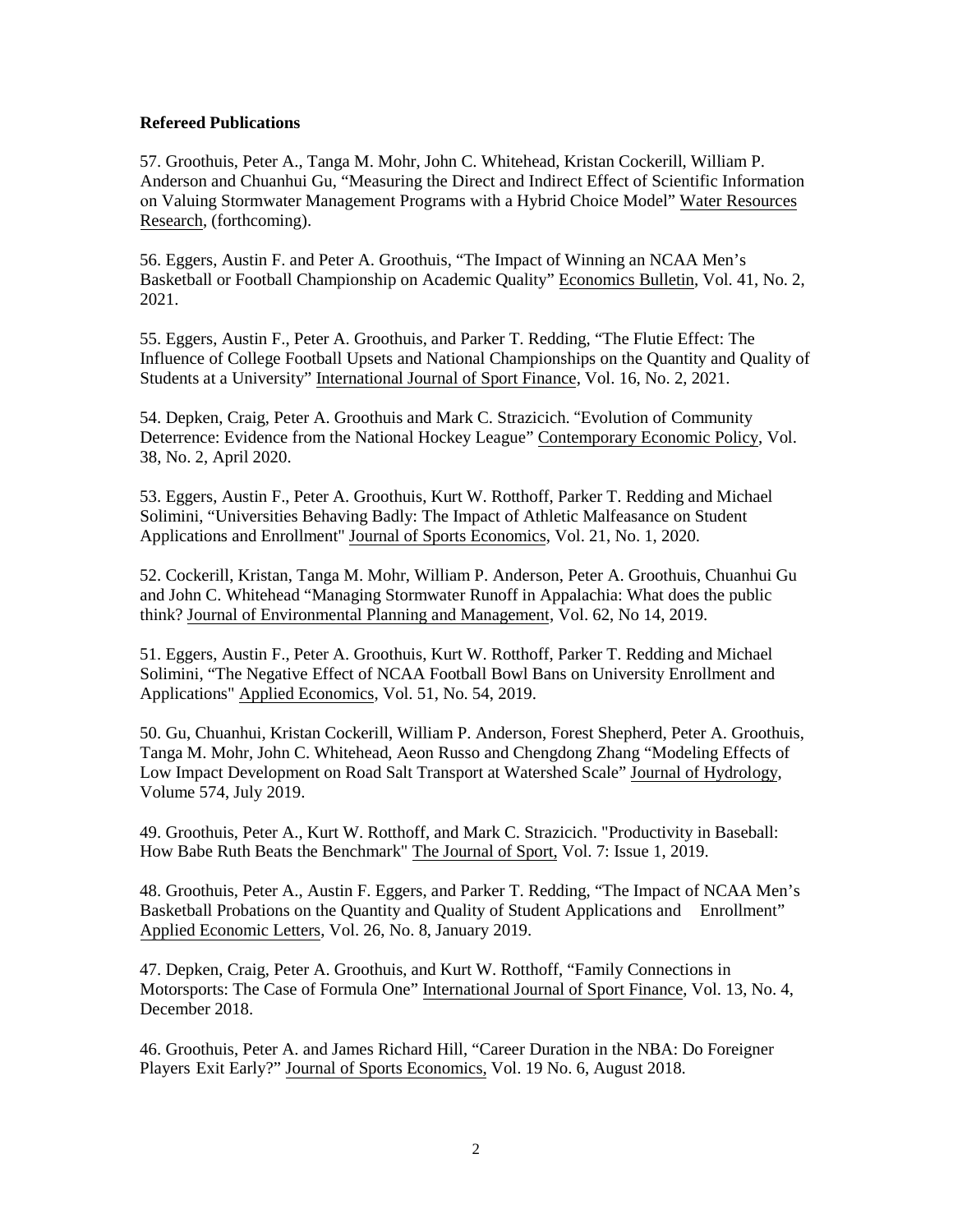**Refereed Publications**

57. Groothuis, Peter A., Tanga M. Mohr, John C. Whitehead, Kristan Cockerill, William P. Anderson and Chuanhui Gu, "Measuring the Direct and Indirect Effect of Scientific Information on Valuing Stormwater Management Programs with a Hybrid Choice Model" Water Resources Research, (forthcoming).

56. Eggers, Austin F. and Peter A. Groothuis, "The Impact of Winning an NCAA Men's Basketball or Football Championship on Academic Quality" Economics Bulletin, Vol. 41, No. 2, 2021.

55. Eggers, Austin F., Peter A. Groothuis, and Parker T. Redding, "The Flutie Effect: The Influence of College Football Upsets and National Championships on the Quantity and Quality of Students at a University" International Journal of Sport Finance, Vol. 16, No. 2, 2021.

54. Depken, Craig, Peter A. Groothuis and Mark C. Strazicich. "Evolution of Community Deterrence: Evidence from the National Hockey League" Contemporary Economic Policy, Vol. 38, No. 2, April 2020.

53. Eggers, Austin F., Peter A. Groothuis, Kurt W. Rotthoff, Parker T. Redding and Michael Solimini, "Universities Behaving Badly: The Impact of Athletic Malfeasance on Student Applications and Enrollment" Journal of Sports Economics, Vol. 21, No. 1, 2020.

52. Cockerill, Kristan, Tanga M. Mohr, William P. Anderson, Peter A. Groothuis, Chuanhui Gu and John C. Whitehead "Managing Stormwater Runoff in Appalachia: What does the public think? Journal of Environmental Planning and Management, Vol. 62, No 14, 2019.

51. Eggers, Austin F., Peter A. Groothuis, Kurt W. Rotthoff, Parker T. Redding and Michael Solimini, "The Negative Effect of NCAA Football Bowl Bans on University Enrollment and Applications" Applied Economics, Vol. 51, No. 54, 2019.

50. Gu, Chuanhui, Kristan Cockerill, William P. Anderson, Forest Shepherd, Peter A. Groothuis, Tanga M. Mohr, John C. Whitehead, Aeon Russo and Chengdong Zhang "Modeling Effects of Low Impact Development on Road Salt Transport at Watershed Scale" Journal of Hydrology, Volume 574, July 2019.

49. Groothuis, Peter A., Kurt W. Rotthoff, and Mark C. Strazicich. "Productivity in Baseball: How Babe Ruth Beats the Benchmark" The Journal of Sport, Vol. 7: Issue 1, 2019.

48. Groothuis, Peter A., Austin F. Eggers, and Parker T. Redding, "The Impact of NCAA Men's Basketball Probations on the Quantity and Quality of Student Applications and Enrollment" Applied Economic Letters, Vol. 26, No. 8, January 2019.

47. Depken, Craig, Peter A. Groothuis, and Kurt W. Rotthoff, "Family Connections in Motorsports: The Case of Formula One" International Journal of Sport Finance, Vol. 13, No. 4, December 2018.

46. Groothuis, Peter A. and James Richard Hill, "Career Duration in the NBA: Do Foreigner Players Exit Early?" Journal of Sports Economics, Vol. 19 No. 6, August 2018.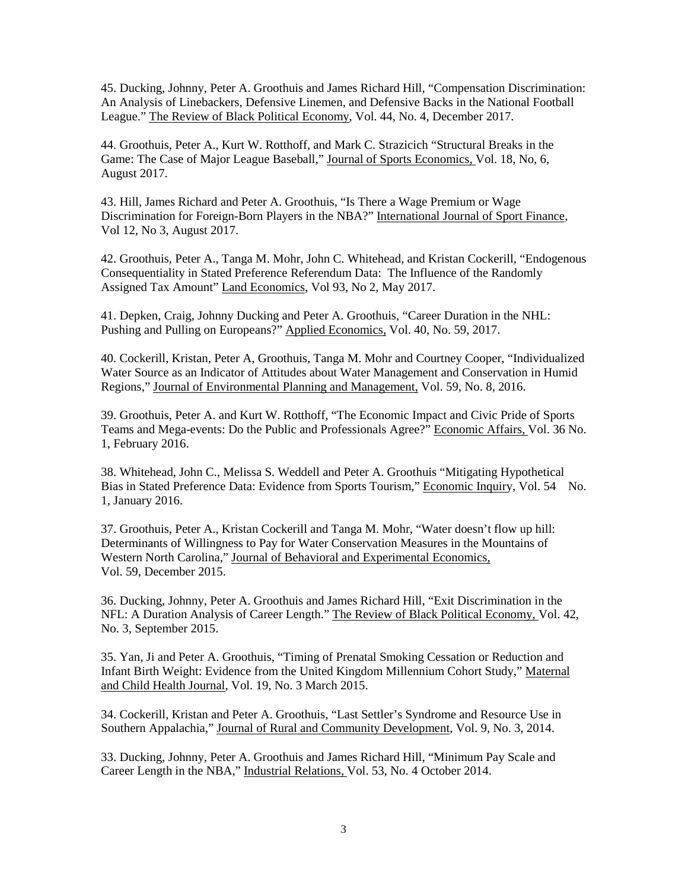45. Ducking, Johnny, Peter A. Groothuis and James Richard Hill, "Compensation Discrimination: An Analysis of Linebackers, Defensive Linemen, and Defensive Backs in the National Football League." The Review of Black Political Economy, Vol. 44, No. 4, December 2017.

44. Groothuis, Peter A., Kurt W. Rotthoff, and Mark C. Strazicich "Structural Breaks in the Game: The Case of Major League Baseball," Journal of Sports Economics, Vol. 18, No, 6, August 2017.

43. Hill, James Richard and Peter A. Groothuis, "Is There a Wage Premium or Wage Discrimination for Foreign-Born Players in the NBA?" International Journal of Sport Finance, Vol 12, No 3, August 2017.

42. Groothuis, Peter A., Tanga M. Mohr, John C. Whitehead, and Kristan Cockerill, "Endogenous Consequentiality in Stated Preference Referendum Data: The Influence of the Randomly Assigned Tax Amount" Land Economics, Vol 93, No 2, May 2017.

41. Depken, Craig, Johnny Ducking and Peter A. Groothuis, "Career Duration in the NHL: Pushing and Pulling on Europeans?" Applied Economics, Vol. 40, No. 59, 2017.

40. Cockerill, Kristan, Peter A, Groothuis, Tanga M. Mohr and Courtney Cooper, "Individualized Water Source as an Indicator of Attitudes about Water Management and Conservation in Humid Regions," Journal of Environmental Planning and Management, Vol. 59, No. 8, 2016.

39. Groothuis, Peter A. and Kurt W. Rotthoff, "The Economic Impact and Civic Pride of Sports Teams and Mega-events: Do the Public and Professionals Agree?" Economic Affairs, Vol. 36 No. 1, February 2016.

38. Whitehead, John C., Melissa S. Weddell and Peter A. Groothuis "Mitigating Hypothetical Bias in Stated Preference Data: Evidence from Sports Tourism," Economic Inquiry, Vol. 54 No. 1, January 2016.

37. Groothuis, Peter A., Kristan Cockerill and Tanga M. Mohr, "Water doesn't flow up hill: Determinants of Willingness to Pay for Water Conservation Measures in the Mountains of Western North Carolina," Journal of Behavioral and Experimental Economics, Vol. 59, December 2015.

36. Ducking, Johnny, Peter A. Groothuis and James Richard Hill, "Exit Discrimination in the NFL: A Duration Analysis of Career Length." The Review of Black Political Economy, Vol. 42, No. 3, September 2015.

35. Yan, Ji and Peter A. Groothuis, "Timing of Prenatal Smoking Cessation or Reduction and Infant Birth Weight: Evidence from the United Kingdom Millennium Cohort Study," Maternal and Child Health Journal, Vol. 19, No. 3 March 2015.

34. Cockerill, Kristan and Peter A. Groothuis, "Last Settler's Syndrome and Resource Use in Southern Appalachia," Journal of Rural and Community Development, Vol. 9, No. 3, 2014.

33. Ducking, Johnny, Peter A. Groothuis and James Richard Hill, "Minimum Pay Scale and Career Length in the NBA," Industrial Relations, Vol. 53, No. 4 October 2014.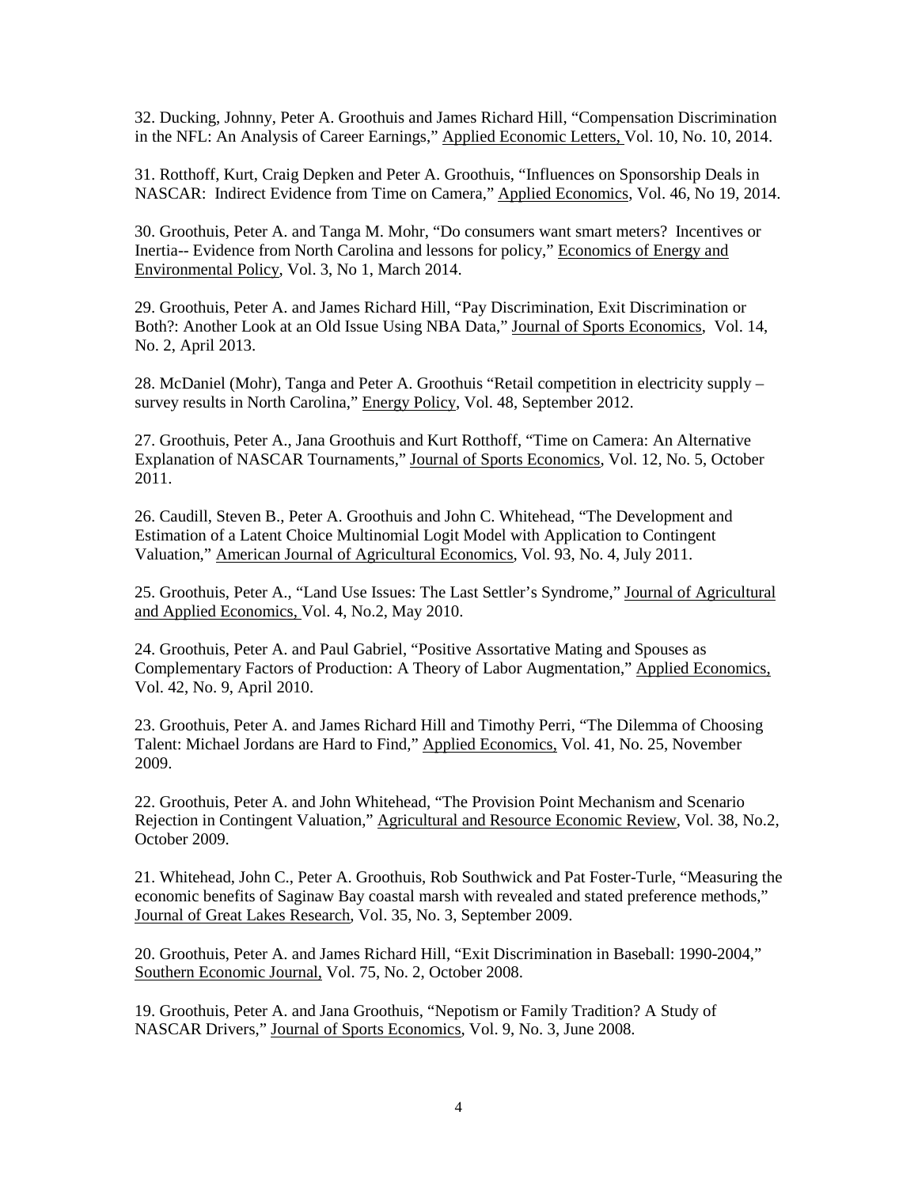32. Ducking, Johnny, Peter A. Groothuis and James Richard Hill, "Compensation Discrimination in the NFL: An Analysis of Career Earnings," Applied Economic Letters, Vol. 10, No. 10, 2014.

31. Rotthoff, Kurt, Craig Depken and Peter A. Groothuis, "Influences on Sponsorship Deals in NASCAR: Indirect Evidence from Time on Camera," Applied Economics, Vol. 46, No 19, 2014.

30. Groothuis, Peter A. and Tanga M. Mohr, "Do consumers want smart meters? Incentives or Inertia-- Evidence from North Carolina and lessons for policy," Economics of Energy and Environmental Policy, Vol. 3, No 1, March 2014.

29. Groothuis, Peter A. and James Richard Hill, "Pay Discrimination, Exit Discrimination or Both?: Another Look at an Old Issue Using NBA Data," Journal of Sports Economics, Vol. 14, No. 2, April 2013.

28. McDaniel (Mohr), Tanga and Peter A. Groothuis "Retail competition in electricity supply – survey results in North Carolina," Energy Policy, Vol. 48, September 2012.

27. Groothuis, Peter A., Jana Groothuis and Kurt Rotthoff, "Time on Camera: An Alternative Explanation of NASCAR Tournaments," Journal of Sports Economics, Vol. 12, No. 5, October 2011.

26. Caudill, Steven B., Peter A. Groothuis and John C. Whitehead, "The Development and Estimation of a Latent Choice Multinomial Logit Model with Application to Contingent Valuation," American Journal of Agricultural Economics, Vol. 93, No. 4, July 2011.

25. Groothuis, Peter A., "Land Use Issues: The Last Settler's Syndrome," Journal of Agricultural and Applied Economics, Vol. 4, No.2, May 2010.

24. Groothuis, Peter A. and Paul Gabriel, "Positive Assortative Mating and Spouses as Complementary Factors of Production: A Theory of Labor Augmentation," Applied Economics, Vol. 42, No. 9, April 2010.

23. Groothuis, Peter A. and James Richard Hill and Timothy Perri, "The Dilemma of Choosing Talent: Michael Jordans are Hard to Find," Applied Economics, Vol. 41, No. 25, November 2009.

22. Groothuis, Peter A. and John Whitehead, "The Provision Point Mechanism and Scenario Rejection in Contingent Valuation," Agricultural and Resource Economic Review, Vol. 38, No.2, October 2009.

21. Whitehead, John C., Peter A. Groothuis, Rob Southwick and Pat Foster-Turle, "Measuring the economic benefits of Saginaw Bay coastal marsh with revealed and stated preference methods," Journal of Great Lakes Research, Vol. 35, No. 3, September 2009.

20. Groothuis, Peter A. and James Richard Hill, "Exit Discrimination in Baseball: 1990-2004," Southern Economic Journal, Vol. 75, No. 2, October 2008.

19. Groothuis, Peter A. and Jana Groothuis, "Nepotism or Family Tradition? A Study of NASCAR Drivers," Journal of Sports Economics, Vol. 9, No. 3, June 2008.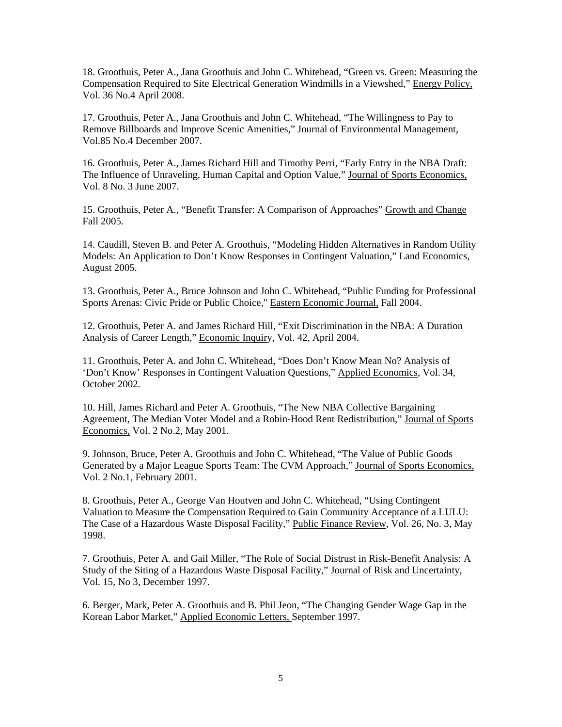18. Groothuis, Peter A., Jana Groothuis and John C. Whitehead, "Green vs. Green: Measuring the Compensation Required to Site Electrical Generation Windmills in a Viewshed," Energy Policy, Vol. 36 No.4 April 2008.

17. Groothuis, Peter A., Jana Groothuis and John C. Whitehead, "The Willingness to Pay to Remove Billboards and Improve Scenic Amenities," Journal of Environmental Management, Vol.85 No.4 December 2007.

16. Groothuis, Peter A., James Richard Hill and Timothy Perri, "Early Entry in the NBA Draft: The Influence of Unraveling, Human Capital and Option Value," Journal of Sports Economics, Vol. 8 No. 3 June 2007.

15. Groothuis, Peter A., "Benefit Transfer: A Comparison of Approaches" Growth and Change Fall 2005.

14. Caudill, Steven B. and Peter A. Groothuis, "Modeling Hidden Alternatives in Random Utility Models: An Application to Don't Know Responses in Contingent Valuation," Land Economics, August 2005.

13. Groothuis, Peter A., Bruce Johnson and John C. Whitehead, "Public Funding for Professional Sports Arenas: Civic Pride or Public Choice," Eastern Economic Journal, Fall 2004.

12. Groothuis, Peter A. and James Richard Hill, "Exit Discrimination in the NBA: A Duration Analysis of Career Length," Economic Inquiry, Vol. 42, April 2004.

11. Groothuis, Peter A. and John C. Whitehead, "Does Don't Know Mean No? Analysis of 'Don't Know' Responses in Contingent Valuation Questions," Applied Economics, Vol. 34, October 2002.

10. Hill, James Richard and Peter A. Groothuis, "The New NBA Collective Bargaining Agreement, The Median Voter Model and a Robin-Hood Rent Redistribution," Journal of Sports Economics, Vol. 2 No.2, May 2001.

9. Johnson, Bruce, Peter A. Groothuis and John C. Whitehead, "The Value of Public Goods Generated by a Major League Sports Team: The CVM Approach," Journal of Sports Economics, Vol. 2 No.1, February 2001.

8. Groothuis, Peter A., George Van Houtven and John C. Whitehead, "Using Contingent Valuation to Measure the Compensation Required to Gain Community Acceptance of a LULU: The Case of a Hazardous Waste Disposal Facility," Public Finance Review, Vol. 26, No. 3, May 1998.

7. Groothuis, Peter A. and Gail Miller, "The Role of Social Distrust in Risk-Benefit Analysis: A Study of the Siting of a Hazardous Waste Disposal Facility," Journal of Risk and Uncertainty, Vol. 15, No 3, December 1997.

6. Berger, Mark, Peter A. Groothuis and B. Phil Jeon, "The Changing Gender Wage Gap in the Korean Labor Market," Applied Economic Letters, September 1997.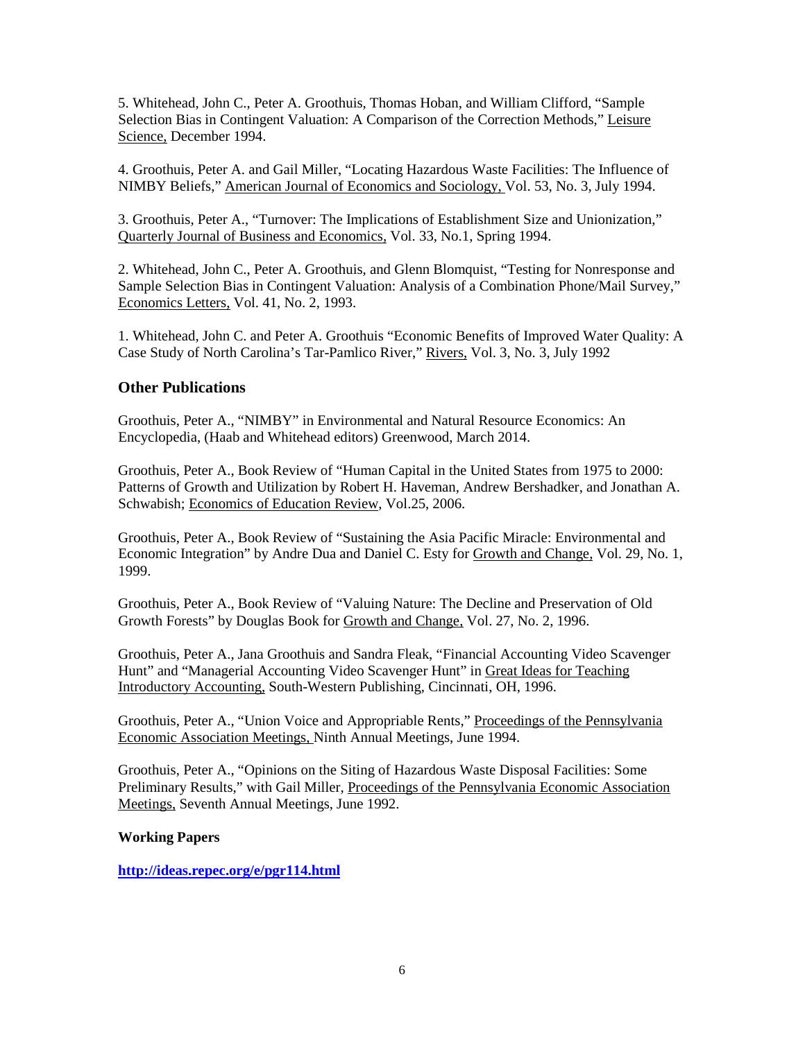5. Whitehead, John C., Peter A. Groothuis, Thomas Hoban, and William Clifford, "Sample Selection Bias in Contingent Valuation: A Comparison of the Correction Methods," Leisure Science, December 1994.

4. Groothuis, Peter A. and Gail Miller, "Locating Hazardous Waste Facilities: The Influence of NIMBY Beliefs," American Journal of Economics and Sociology, Vol. 53, No. 3, July 1994.

3. Groothuis, Peter A., "Turnover: The Implications of Establishment Size and Unionization," Quarterly Journal of Business and Economics, Vol. 33, No.1, Spring 1994.

2. Whitehead, John C., Peter A. Groothuis, and Glenn Blomquist, "Testing for Nonresponse and Sample Selection Bias in Contingent Valuation: Analysis of a Combination Phone/Mail Survey," Economics Letters, Vol. 41, No. 2, 1993.

1. Whitehead, John C. and Peter A. Groothuis "Economic Benefits of Improved Water Quality: A Case Study of North Carolina's Tar-Pamlico River," Rivers, Vol. 3, No. 3, July 1992

## Other Publications

Groothuis, Peter A., "NIMBY" in Environmental and Natural Resource Economics: An Encyclopedia, (Haab and Whitehead editors) Greenwood, March 2014.

Groothuis, Peter A., Book Review of "Human Capital in the United States from 1975 to 2000: Patterns of Growth and Utilization by Robert H. Haveman, Andrew Bershadker, and Jonathan A. Schwabish; Economics of Education Review, Vol.25, 2006.

Groothuis, Peter A., Book Review of "Sustaining the Asia Pacific Miracle: Environmental and Economic Integration" by Andre Dua and Daniel C. Esty for Growth and Change, Vol. 29, No. 1, 1999.

Groothuis, Peter A., Book Review of "Valuing Nature: The Decline and Preservation of Old Growth Forests" by Douglas Book for Growth and Change, Vol. 27, No. 2, 1996.

Groothuis, Peter A., Jana Groothuis and Sandra Fleak, "Financial Accounting Video Scavenger Hunt" and "Managerial Accounting Video Scavenger Hunt" in Great Ideas for Teaching Introductory Accounting, South-Western Publishing, Cincinnati, OH, 1996.

Groothuis, Peter A., "Union Voice and Appropriable Rents," Proceedings of the Pennsylvania Economic Association Meetings, Ninth Annual Meetings, June 1994.

Groothuis, Peter A., "Opinions on the Siting of Hazardous Waste Disposal Facilities: Some Preliminary Results," with Gail Miller, Proceedings of the Pennsylvania Economic Association Meetings, Seventh Annual Meetings, June 1992.

### Working Papers

**http://ideas.repec.org/e/pgr114.html**